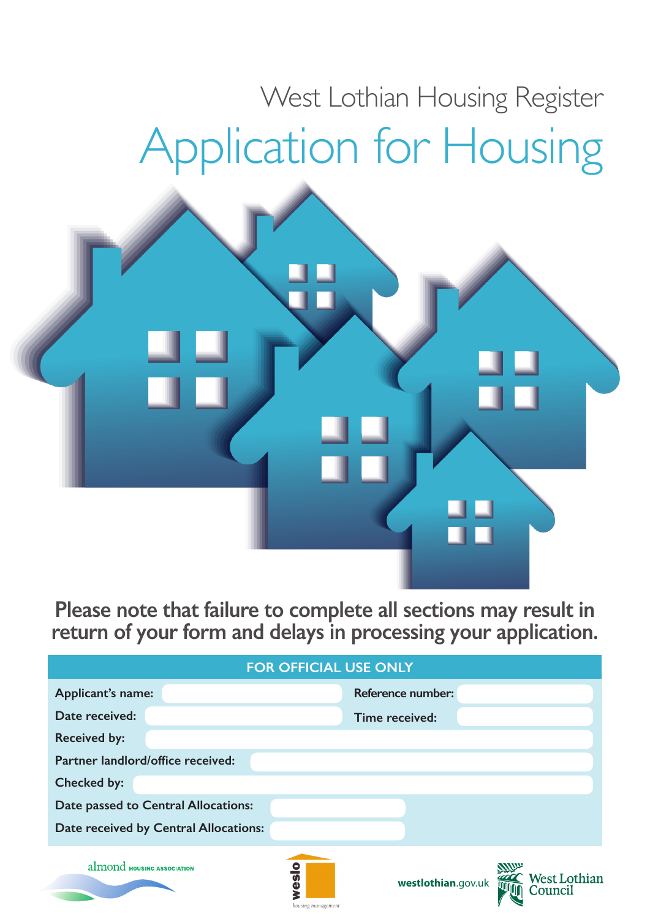West Lothian Housing Register

# Application for Housing

**Please note that failure to complete all sections may result in return of your form and delays in processing your application.**

| FOR OFFICIAL USE ONLY | | | |
|---|---|---|---|
| Applicant's name: | | Reference number: | |
| Date received: | | Time received: | |
| Received by: | | | |
| Partner landlord/office received: | | | |
| Checked by: | | | |
| Date passed to Central Allocations: | | | |
| Date received by Central Allocations: | | | |

almond HOUSING ASSOCIATION

weslo housing management

westlothian.gov.uk

West Lothian Council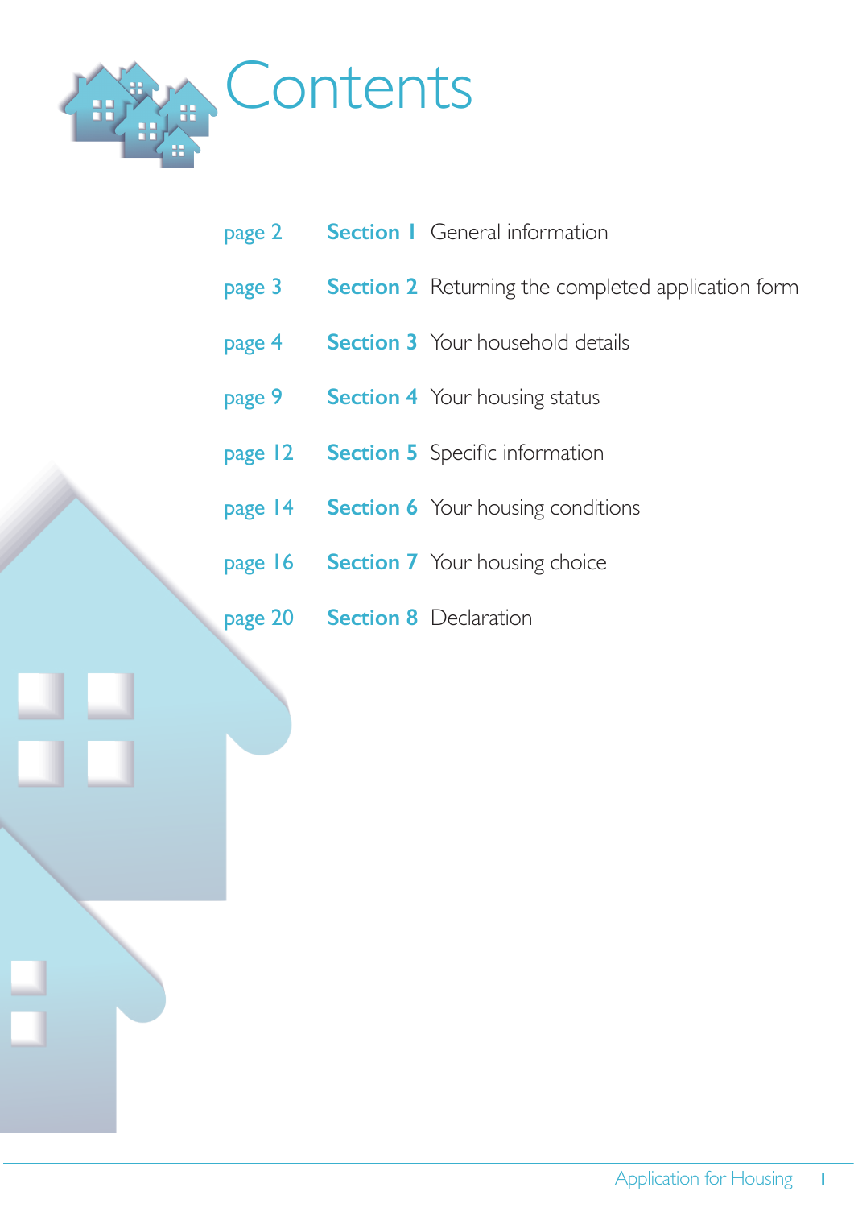# Contents

| | | |
|---|---|---|
| page 2 | **Section 1** | General information |
| page 3 | **Section 2** | Returning the completed application form |
| page 4 | **Section 3** | Your household details |
| page 9 | **Section 4** | Your housing status |
| page 12 | **Section 5** | Specific information |
| page 14 | **Section 6** | Your housing conditions |
| page 16 | **Section 7** | Your housing choice |
| page 20 | **Section 8** | Declaration |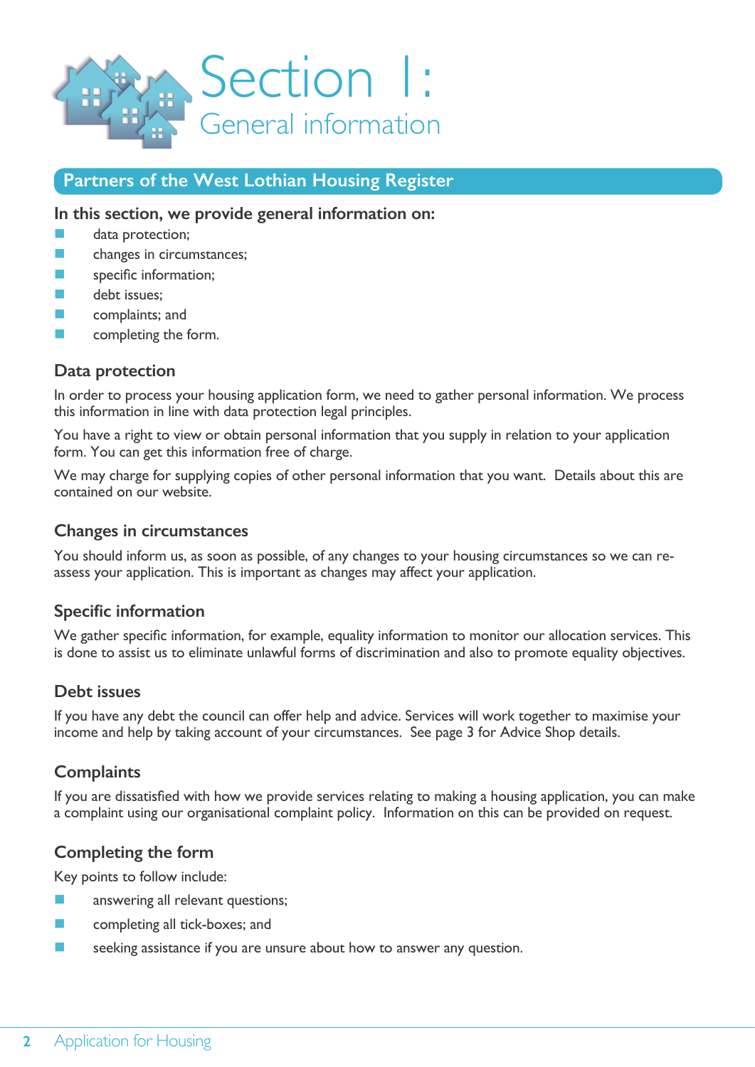# Section 1:
## General information

## Partners of the West Lothian Housing Register

**In this section, we provide general information on:**

- data protection;
- changes in circumstances;
- specific information;
- debt issues;
- complaints; and
- completing the form.

### Data protection

In order to process your housing application form, we need to gather personal information. We process this information in line with data protection legal principles.

You have a right to view or obtain personal information that you supply in relation to your application form. You can get this information free of charge.

We may charge for supplying copies of other personal information that you want. Details about this are contained on our website.

### Changes in circumstances

You should inform us, as soon as possible, of any changes to your housing circumstances so we can re-assess your application. This is important as changes may affect your application.

### Specific information

We gather specific information, for example, equality information to monitor our allocation services. This is done to assist us to eliminate unlawful forms of discrimination and also to promote equality objectives.

### Debt issues

If you have any debt the council can offer help and advice. Services will work together to maximise your income and help by taking account of your circumstances. See page 3 for Advice Shop details.

### Complaints

If you are dissatisfied with how we provide services relating to making a housing application, you can make a complaint using our organisational complaint policy. Information on this can be provided on request.

### Completing the form

Key points to follow include:

- answering all relevant questions;
- completing all tick-boxes; and
- seeking assistance if you are unsure about how to answer any question.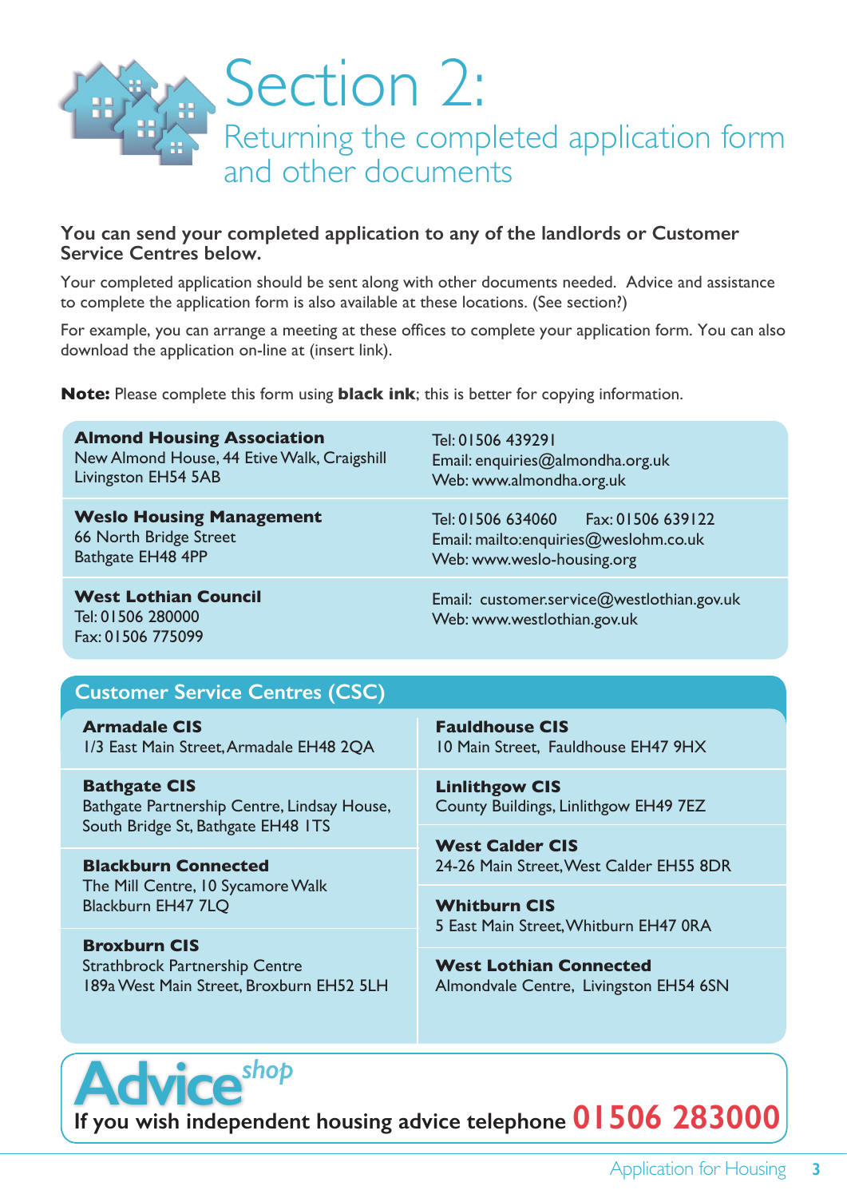# Section 2:

## Returning the completed application form and other documents

**You can send your completed application to any of the landlords or Customer Service Centres below.**

Your completed application should be sent along with other documents needed. Advice and assistance to complete the application form is also available at these locations. (See section?)

For example, you can arrange a meeting at these offices to complete your application form. You can also download the application on-line at (insert link).

**Note:** Please complete this form using **black ink**; this is better for copying information.

| | |
|---|---|
| **Almond Housing Association**<br>New Almond House, 44 Etive Walk, Craigshill<br>Livingston EH54 5AB | Tel: 01506 439291<br>Email: enquiries@almondha.org.uk<br>Web: www.almondha.org.uk |
| **Weslo Housing Management**<br>66 North Bridge Street<br>Bathgate EH48 4PP | Tel: 01506 634060 Fax: 01506 639122<br>Email: mailto:enquiries@weslohm.co.uk<br>Web: www.weslo-housing.org |
| **West Lothian Council**<br>Tel: 01506 280000<br>Fax: 01506 775099 | Email: customer.service@westlothian.gov.uk<br>Web: www.westlothian.gov.uk |

### Customer Service Centres (CSC)

**Armadale CIS**
1/3 East Main Street, Armadale EH48 2QA

**Bathgate CIS**
Bathgate Partnership Centre, Lindsay House, South Bridge St, Bathgate EH48 1TS

**Blackburn Connected**
The Mill Centre, 10 Sycamore Walk
Blackburn EH47 7LQ

**Broxburn CIS**
Strathbrock Partnership Centre
189a West Main Street, Broxburn EH52 5LH

**Fauldhouse CIS**
10 Main Street, Fauldhouse EH47 9HX

**Linlithgow CIS**
County Buildings, Linlithgow EH49 7EZ

**West Calder CIS**
24-26 Main Street, West Calder EH55 8DR

**Whitburn CIS**
5 East Main Street, Whitburn EH47 0RA

**West Lothian Connected**
Almondvale Centre, Livingston EH54 6SN

**Advice** *shop*

**If you wish independent housing advice telephone 01506 283000**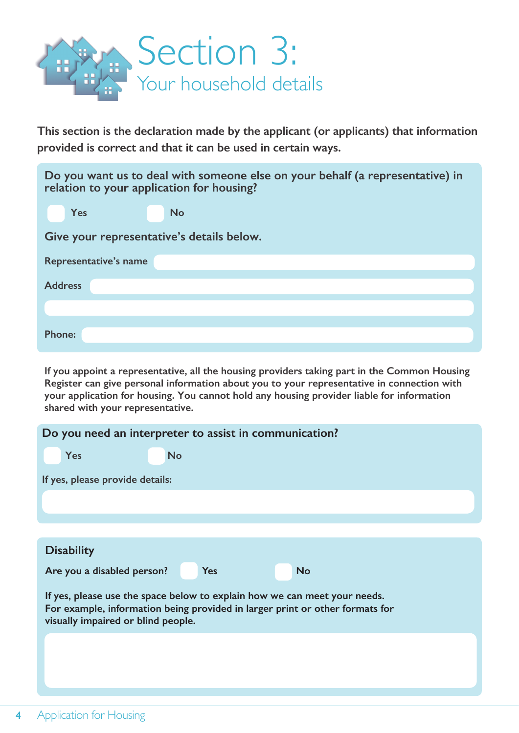# Section 3:

## Your household details

**This section is the declaration made by the applicant (or applicants) that information provided is correct and that it can be used in certain ways.**

**Do you want us to deal with someone else on your behalf (a representative) in relation to your application for housing?**

☐ Yes ☐ No

**Give your representative's details below.**

**Representative's name** ______________________

**Address** ______________________

______________________

**Phone:** ______________________

**If you appoint a representative, all the housing providers taking part in the Common Housing Register can give personal information about you to your representative in connection with your application for housing. You cannot hold any housing provider liable for information shared with your representative.**

**Do you need an interpreter to assist in communication?**

☐ Yes ☐ No

**If yes, please provide details:**

______________________

### Disability

**Are you a disabled person?** ☐ Yes ☐ No

**If yes, please use the space below to explain how we can meet your needs. For example, information being provided in larger print or other formats for visually impaired or blind people.**

______________________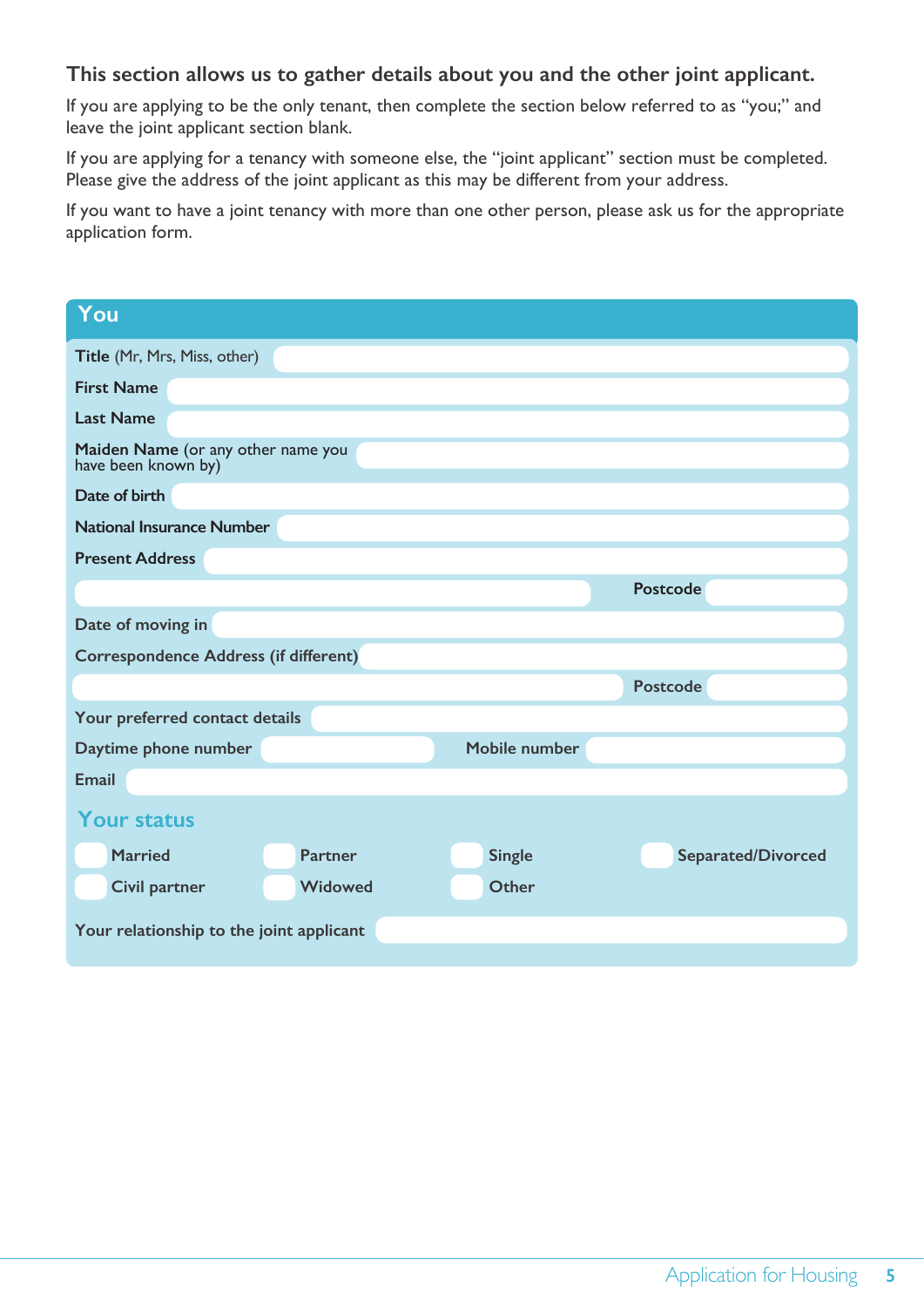**This section allows us to gather details about you and the other joint applicant.**

If you are applying to be the only tenant, then complete the section below referred to as "you;" and leave the joint applicant section blank.

If you are applying for a tenancy with someone else, the "joint applicant" section must be completed. Please give the address of the joint applicant as this may be different from your address.

If you want to have a joint tenancy with more than one other person, please ask us for the appropriate application form.

## You

**Title** (Mr, Mrs, Miss, other)

**First Name**

**Last Name**

**Maiden Name** (or any other name you have been known by)

**Date of birth**

**National Insurance Number**

**Present Address**

**Postcode**

**Date of moving in**

**Correspondence Address (if different)**

**Postcode**

**Your preferred contact details**

**Daytime phone number** **Mobile number**

**Email**

### Your status

- ☐ Married
- ☐ Partner
- ☐ Single
- ☐ Separated/Divorced
- ☐ Civil partner
- ☐ Widowed
- ☐ Other

**Your relationship to the joint applicant**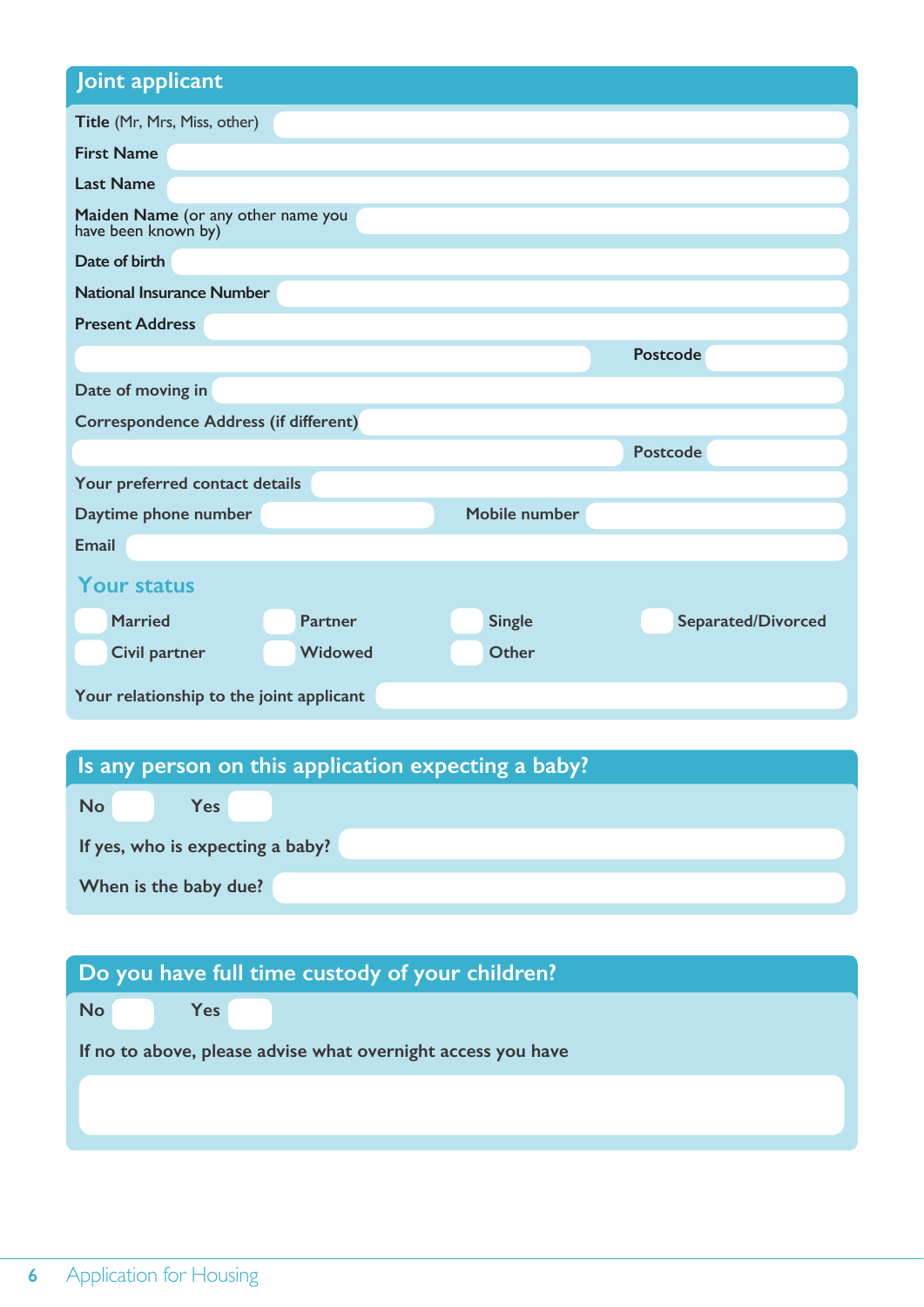## Joint applicant

**Title** (Mr, Mrs, Miss, other)

**First Name**

**Last Name**

**Maiden Name** (or any other name you have been known by)

**Date of birth**

**National Insurance Number**

**Present Address**

**Postcode**

**Date of moving in**

**Correspondence Address (if different)**

**Postcode**

**Your preferred contact details**

**Daytime phone number** **Mobile number**

**Email**

### Your status

- ☐ Married
- ☐ Partner
- ☐ Single
- ☐ Separated/Divorced
- ☐ Civil partner
- ☐ Widowed
- ☐ Other

**Your relationship to the joint applicant**

## Is any person on this application expecting a baby?

**No** ☐ **Yes** ☐

**If yes, who is expecting a baby?**

**When is the baby due?**

## Do you have full time custody of your children?

**No** ☐ **Yes** ☐

**If no to above, please advise what overnight access you have**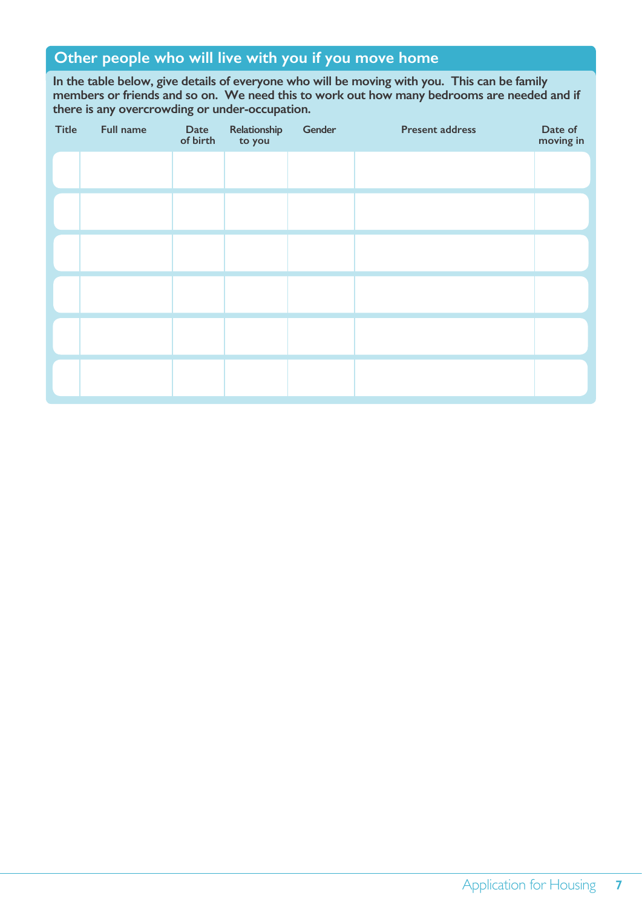## Other people who will live with you if you move home

**In the table below, give details of everyone who will be moving with you. This can be family members or friends and so on. We need this to work out how many bedrooms are needed and if there is any overcrowding or under-occupation.**

| Title | Full name | Date of birth | Relationship to you | Gender | Present address | Date of moving in |
|---|---|---|---|---|---|---|
| | | | | | | |
| | | | | | | |
| | | | | | | |
| | | | | | | |
| | | | | | | |
| | | | | | | |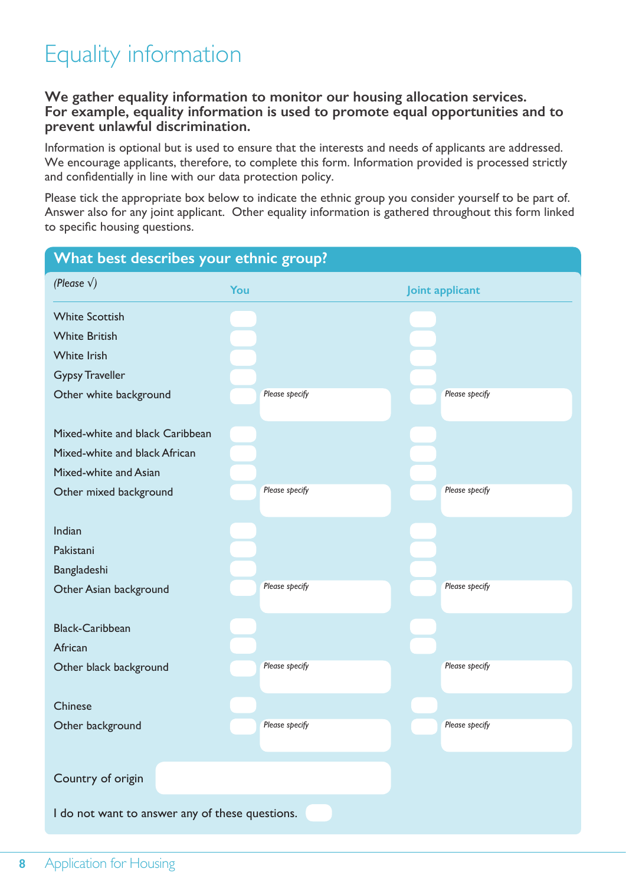# Equality information

**We gather equality information to monitor our housing allocation services. For example, equality information is used to promote equal opportunities and to prevent unlawful discrimination.**

Information is optional but is used to ensure that the interests and needs of applicants are addressed. We encourage applicants, therefore, to complete this form. Information provided is processed strictly and confidentially in line with our data protection policy.

Please tick the appropriate box below to indicate the ethnic group you consider yourself to be part of. Answer also for any joint applicant. Other equality information is gathered throughout this form linked to specific housing questions.

## What best describes your ethnic group?

| *(Please √)* | You | | Joint applicant | |
|---|---|---|---|---|
| White Scottish | ☐ | | ☐ | |
| White British | ☐ | | ☐ | |
| White Irish | ☐ | | ☐ | |
| Gypsy Traveller | ☐ | | ☐ | |
| Other white background | ☐ | *Please specify* | ☐ | *Please specify* |
| Mixed-white and black Caribbean | ☐ | | ☐ | |
| Mixed-white and black African | ☐ | | ☐ | |
| Mixed-white and Asian | ☐ | | ☐ | |
| Other mixed background | ☐ | *Please specify* | ☐ | *Please specify* |
| Indian | ☐ | | ☐ | |
| Pakistani | ☐ | | ☐ | |
| Bangladeshi | ☐ | | ☐ | |
| Other Asian background | ☐ | *Please specify* | ☐ | *Please specify* |
| Black-Caribbean | ☐ | | ☐ | |
| African | ☐ | | ☐ | |
| Other black background | ☐ | *Please specify* | | *Please specify* |
| Chinese | ☐ | | ☐ | |
| Other background | ☐ | *Please specify* | ☐ | *Please specify* |

Country of origin ______________________

I do not want to answer any of these questions. ☐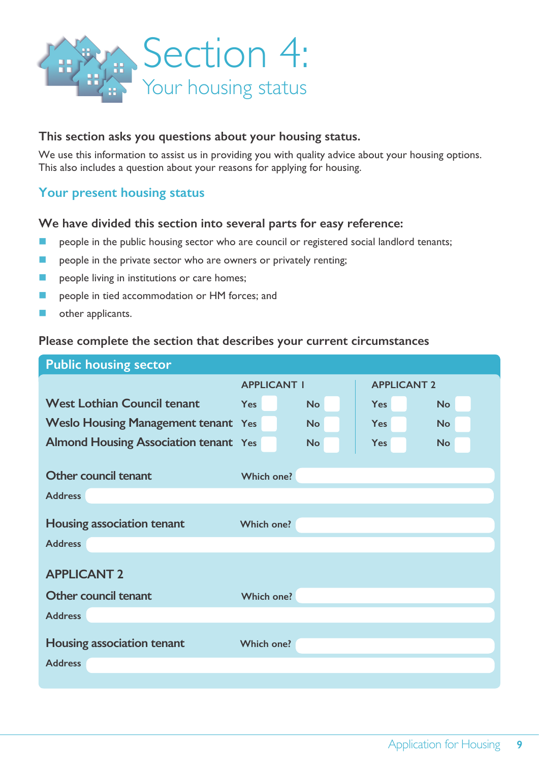# Section 4:
## Your housing status

**This section asks you questions about your housing status.**

We use this information to assist us in providing you with quality advice about your housing options. This also includes a question about your reasons for applying for housing.

### Your present housing status

**We have divided this section into several parts for easy reference:**

- people in the public housing sector who are council or registered social landlord tenants;
- people in the private sector who are owners or privately renting;
- people living in institutions or care homes;
- people in tied accommodation or HM forces; and
- other applicants.

**Please complete the section that describes your current circumstances**

### Public housing sector

| | APPLICANT 1 | | APPLICANT 2 | |
|---|---|---|---|---|
| West Lothian Council tenant | Yes ☐ | No ☐ | Yes ☐ | No ☐ |
| Weslo Housing Management tenant | Yes ☐ | No ☐ | Yes ☐ | No ☐ |
| Almond Housing Association tenant | Yes ☐ | No ☐ | Yes ☐ | No ☐ |

**Other council tenant** Which one? ______________________

Address ______________________

**Housing association tenant** Which one? ______________________

Address ______________________

**APPLICANT 2**

**Other council tenant** Which one? ______________________

Address ______________________

**Housing association tenant** Which one? ______________________

Address ______________________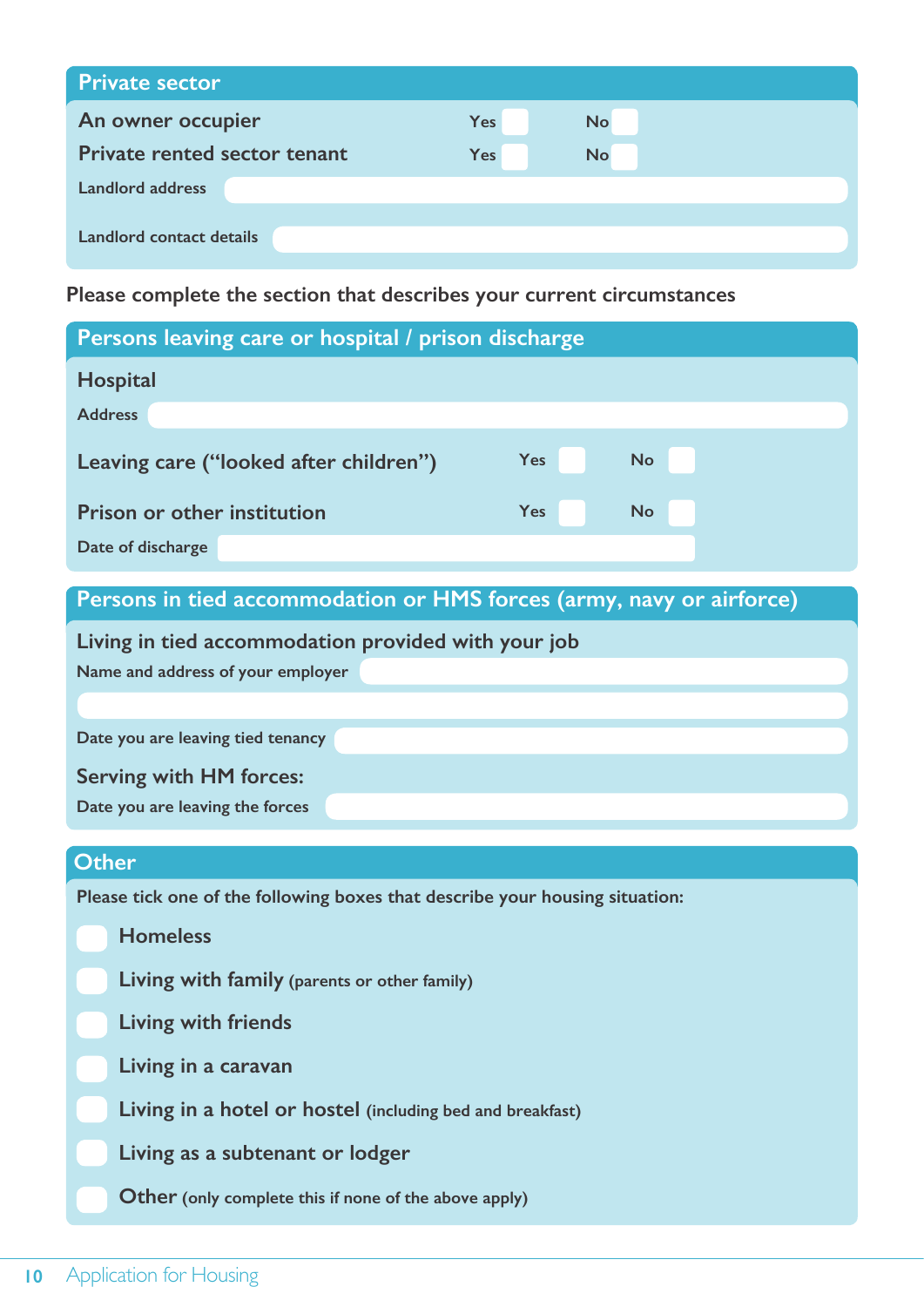## Private sector

| | Yes | No |
|---|---|---|
| **An owner occupier** | Yes ☐ | No ☐ |
| **Private rented sector tenant** | Yes ☐ | No ☐ |

Landlord address

Landlord contact details

**Please complete the section that describes your current circumstances**

## Persons leaving care or hospital / prison discharge

### Hospital

Address

| | Yes | No |
|---|---|---|
| **Leaving care ("looked after children")** | Yes ☐ | No ☐ |
| **Prison or other institution** | Yes ☐ | No ☐ |

Date of discharge

## Persons in tied accommodation or HMS forces (army, navy or airforce)

### Living in tied accommodation provided with your job

Name and address of your employer

Date you are leaving tied tenancy

### Serving with HM forces:

Date you are leaving the forces

## Other

Please tick one of the following boxes that describe your housing situation:

- ☐ **Homeless**
- ☐ **Living with family** (parents or other family)
- ☐ **Living with friends**
- ☐ **Living in a caravan**
- ☐ **Living in a hotel or hostel** (including bed and breakfast)
- ☐ **Living as a subtenant or lodger**
- ☐ **Other** (only complete this if none of the above apply)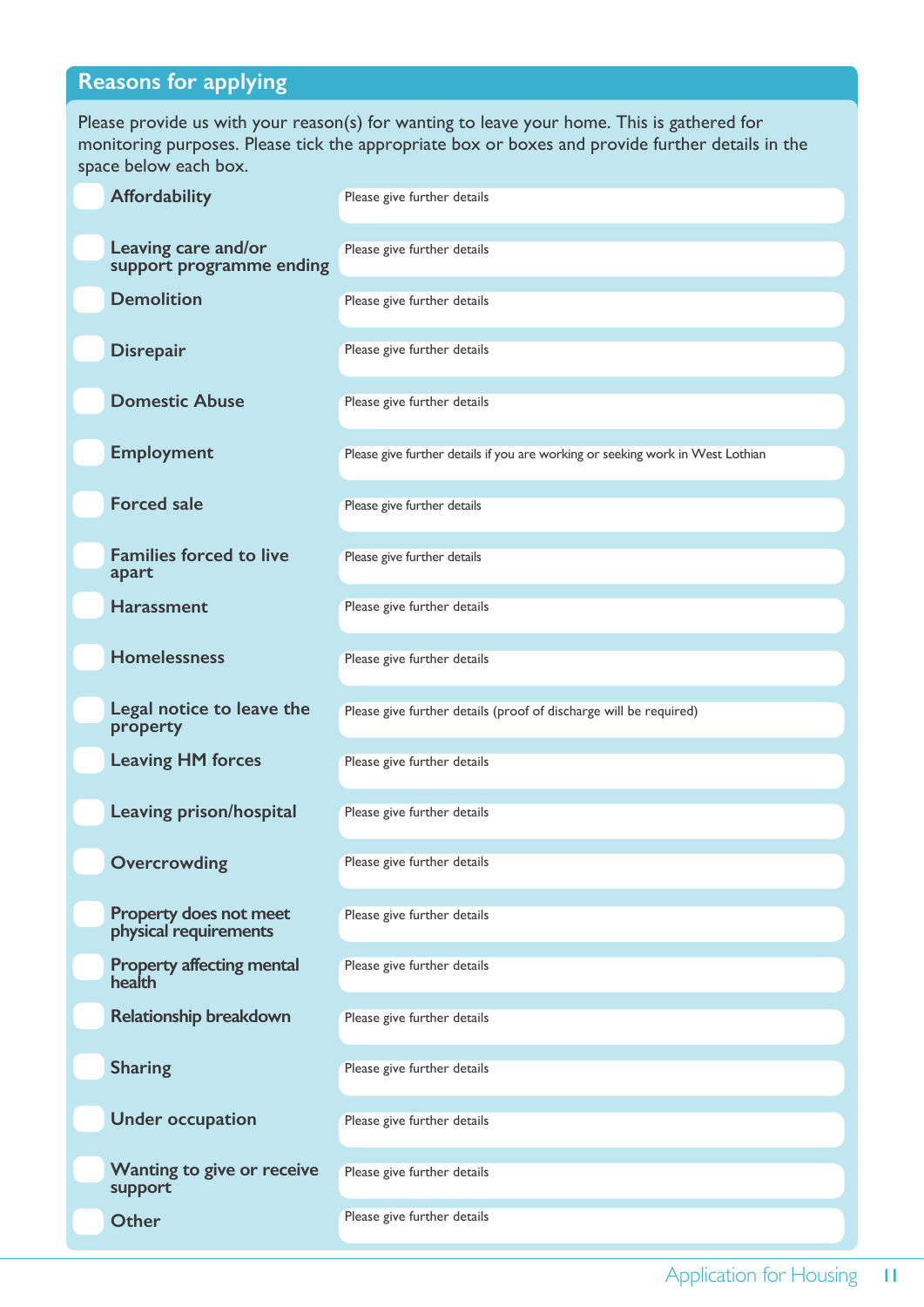## Reasons for applying

Please provide us with your reason(s) for wanting to leave your home. This is gathered for monitoring purposes. Please tick the appropriate box or boxes and provide further details in the space below each box.

| Reason | Further details |
|---|---|
| ☐ **Affordability** | Please give further details |
| ☐ **Leaving care and/or support programme ending** | Please give further details |
| ☐ **Demolition** | Please give further details |
| ☐ **Disrepair** | Please give further details |
| ☐ **Domestic Abuse** | Please give further details |
| ☐ **Employment** | Please give further details if you are working or seeking work in West Lothian |
| ☐ **Forced sale** | Please give further details |
| ☐ **Families forced to live apart** | Please give further details |
| ☐ **Harassment** | Please give further details |
| ☐ **Homelessness** | Please give further details |
| ☐ **Legal notice to leave the property** | Please give further details (proof of discharge will be required) |
| ☐ **Leaving HM forces** | Please give further details |
| ☐ **Leaving prison/hospital** | Please give further details |
| ☐ **Overcrowding** | Please give further details |
| ☐ **Property does not meet physical requirements** | Please give further details |
| ☐ **Property affecting mental health** | Please give further details |
| ☐ **Relationship breakdown** | Please give further details |
| ☐ **Sharing** | Please give further details |
| ☐ **Under occupation** | Please give further details |
| ☐ **Wanting to give or receive support** | Please give further details |
| ☐ **Other** | Please give further details |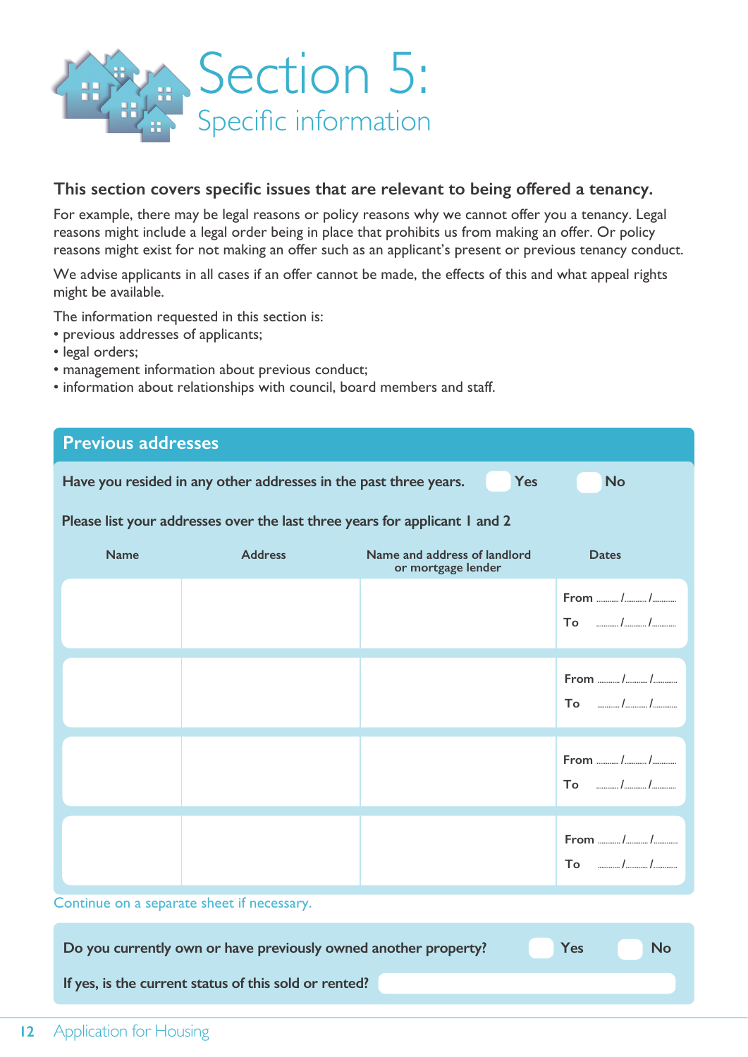# Section 5:
## Specific information

**This section covers specific issues that are relevant to being offered a tenancy.**

For example, there may be legal reasons or policy reasons why we cannot offer you a tenancy. Legal reasons might include a legal order being in place that prohibits us from making an offer. Or policy reasons might exist for not making an offer such as an applicant's present or previous tenancy conduct.

We advise applicants in all cases if an offer cannot be made, the effects of this and what appeal rights might be available.

The information requested in this section is:

- previous addresses of applicants;
- legal orders;
- management information about previous conduct;
- information about relationships with council, board members and staff.

### Previous addresses

**Have you resided in any other addresses in the past three years.** ☐ Yes ☐ No

**Please list your addresses over the last three years for applicant 1 and 2**

| Name | Address | Name and address of landlord or mortgage lender | Dates |
|---|---|---|---|
| | | | From ....../....../...... To ....../....../...... |
| | | | From ....../....../...... To ....../....../...... |
| | | | From ....../....../...... To ....../....../...... |
| | | | From ....../....../...... To ....../....../...... |

Continue on a separate sheet if necessary.

**Do you currently own or have previously owned another property?** ☐ Yes ☐ No

**If yes, is the current status of this sold or rented?** ____________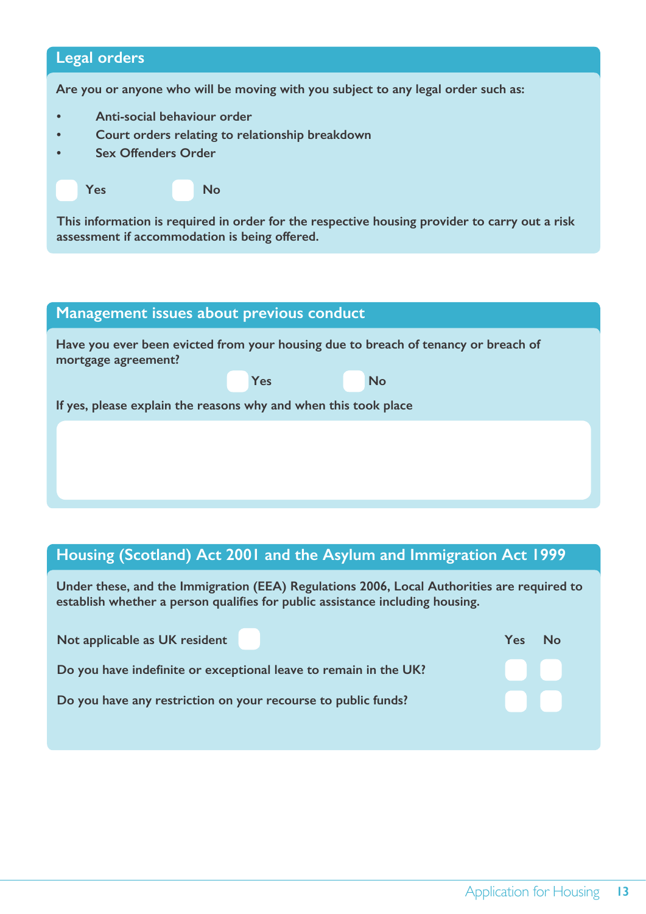## Legal orders

**Are you or anyone who will be moving with you subject to any legal order such as:**

- **Anti-social behaviour order**
- **Court orders relating to relationship breakdown**
- **Sex Offenders Order**

☐ **Yes** ☐ **No**

**This information is required in order for the respective housing provider to carry out a risk assessment if accommodation is being offered.**

## Management issues about previous conduct

**Have you ever been evicted from your housing due to breach of tenancy or breach of mortgage agreement?**

☐ **Yes** ☐ **No**

**If yes, please explain the reasons why and when this took place**

## Housing (Scotland) Act 2001 and the Asylum and Immigration Act 1999

**Under these, and the Immigration (EEA) Regulations 2006, Local Authorities are required to establish whether a person qualifies for public assistance including housing.**

**Not applicable as UK resident** ☐

| | Yes | No |
|---|---|---|
| **Do you have indefinite or exceptional leave to remain in the UK?** | ☐ | ☐ |
| **Do you have any restriction on your recourse to public funds?** | ☐ | ☐ |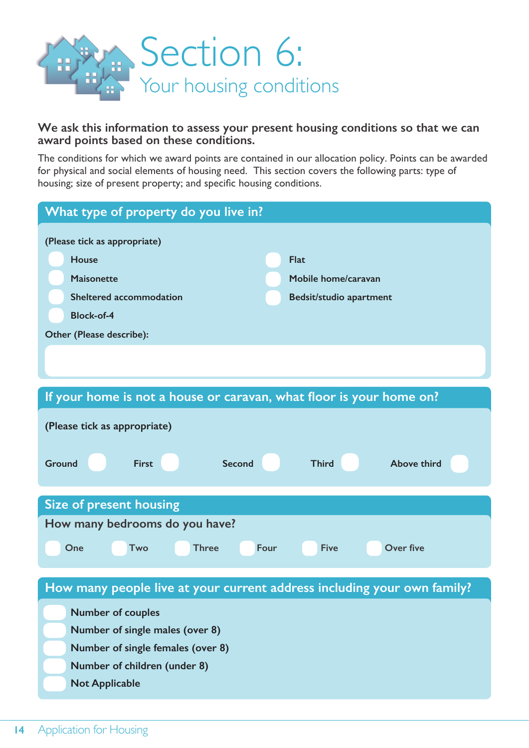# Section 6:

## Your housing conditions

**We ask this information to assess your present housing conditions so that we can award points based on these conditions.**

The conditions for which we award points are contained in our allocation policy. Points can be awarded for physical and social elements of housing need. This section covers the following parts: type of housing; size of present property; and specific housing conditions.

### What type of property do you live in?

(Please tick as appropriate)

- ☐ House
- ☐ Flat
- ☐ Maisonette
- ☐ Mobile home/caravan
- ☐ Sheltered accommodation
- ☐ Bedsit/studio apartment
- ☐ Block-of-4

Other (Please describe):

### If your home is not a house or caravan, what floor is your home on?

(Please tick as appropriate)

Ground ☐ First ☐ Second ☐ Third ☐ Above third ☐

### Size of present housing

How many bedrooms do you have?

☐ One ☐ Two ☐ Three ☐ Four ☐ Five ☐ Over five

### How many people live at your current address including your own family?

- ☐ Number of couples
- ☐ Number of single males (over 8)
- ☐ Number of single females (over 8)
- ☐ Number of children (under 8)
- ☐ Not Applicable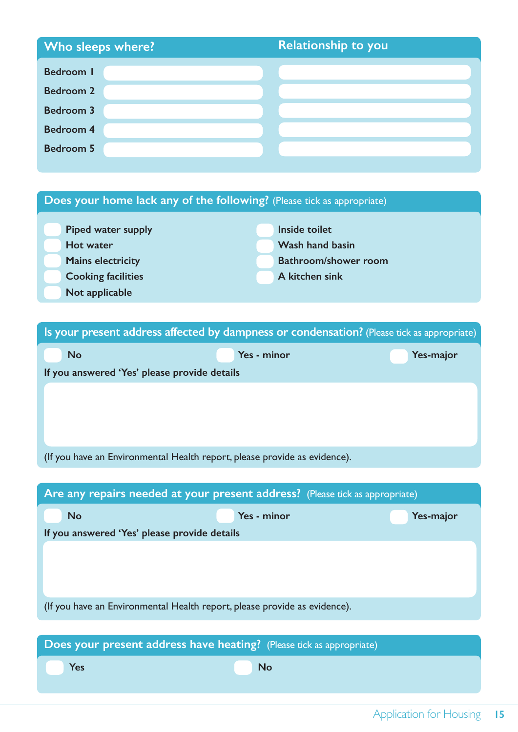## Who sleeps where?

| Who sleeps where? | | Relationship to you |
|---|---|---|
| Bedroom 1 | | |
| Bedroom 2 | | |
| Bedroom 3 | | |
| Bedroom 4 | | |
| Bedroom 5 | | |

## Does your home lack any of the following? (Please tick as appropriate)

- ☐ Piped water supply
- ☐ Hot water
- ☐ Mains electricity
- ☐ Cooking facilities
- ☐ Not applicable
- ☐ Inside toilet
- ☐ Wash hand basin
- ☐ Bathroom/shower room
- ☐ A kitchen sink

## Is your present address affected by dampness or condensation? (Please tick as appropriate)

☐ No ☐ Yes - minor ☐ Yes-major

**If you answered 'Yes' please provide details**

(If you have an Environmental Health report, please provide as evidence).

## Are any repairs needed at your present address? (Please tick as appropriate)

☐ No ☐ Yes - minor ☐ Yes-major

**If you answered 'Yes' please provide details**

(If you have an Environmental Health report, please provide as evidence).

## Does your present address have heating? (Please tick as appropriate)

☐ Yes ☐ No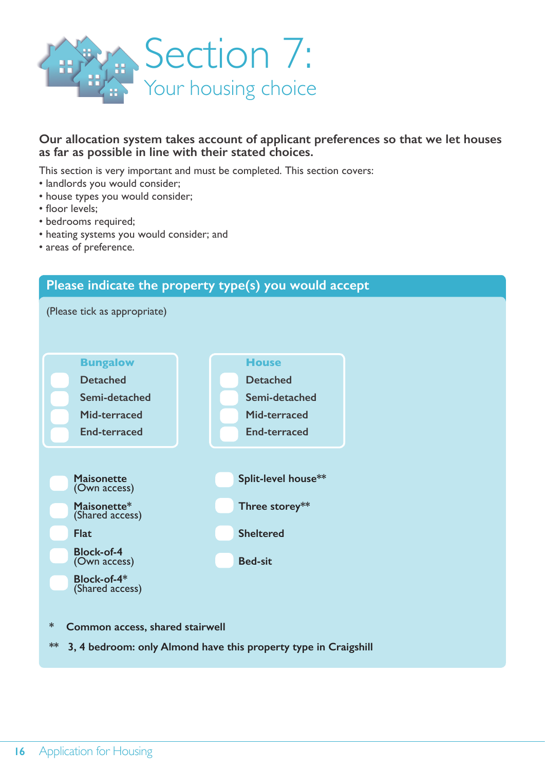# Section 7:

## Your housing choice

**Our allocation system takes account of applicant preferences so that we let houses as far as possible in line with their stated choices.**

This section is very important and must be completed. This section covers:

- landlords you would consider;
- house types you would consider;
- floor levels;
- bedrooms required;
- heating systems you would consider; and
- areas of preference.

### Please indicate the property type(s) you would accept

(Please tick as appropriate)

**Bungalow**

- ☐ Detached
- ☐ Semi-detached
- ☐ Mid-terraced
- ☐ End-terraced

**House**

- ☐ Detached
- ☐ Semi-detached
- ☐ Mid-terraced
- ☐ End-terraced

- ☐ **Maisonette** (Own access)
- ☐ **Maisonette*** (Shared access)
- ☐ **Flat**
- ☐ **Block-of-4** (Own access)
- ☐ **Block-of-4*** (Shared access)
- ☐ **Split-level house****
- ☐ **Three storey****
- ☐ **Sheltered**
- ☐ **Bed-sit**

\* **Common access, shared stairwell**

** **3, 4 bedroom: only Almond have this property type in Craigshill**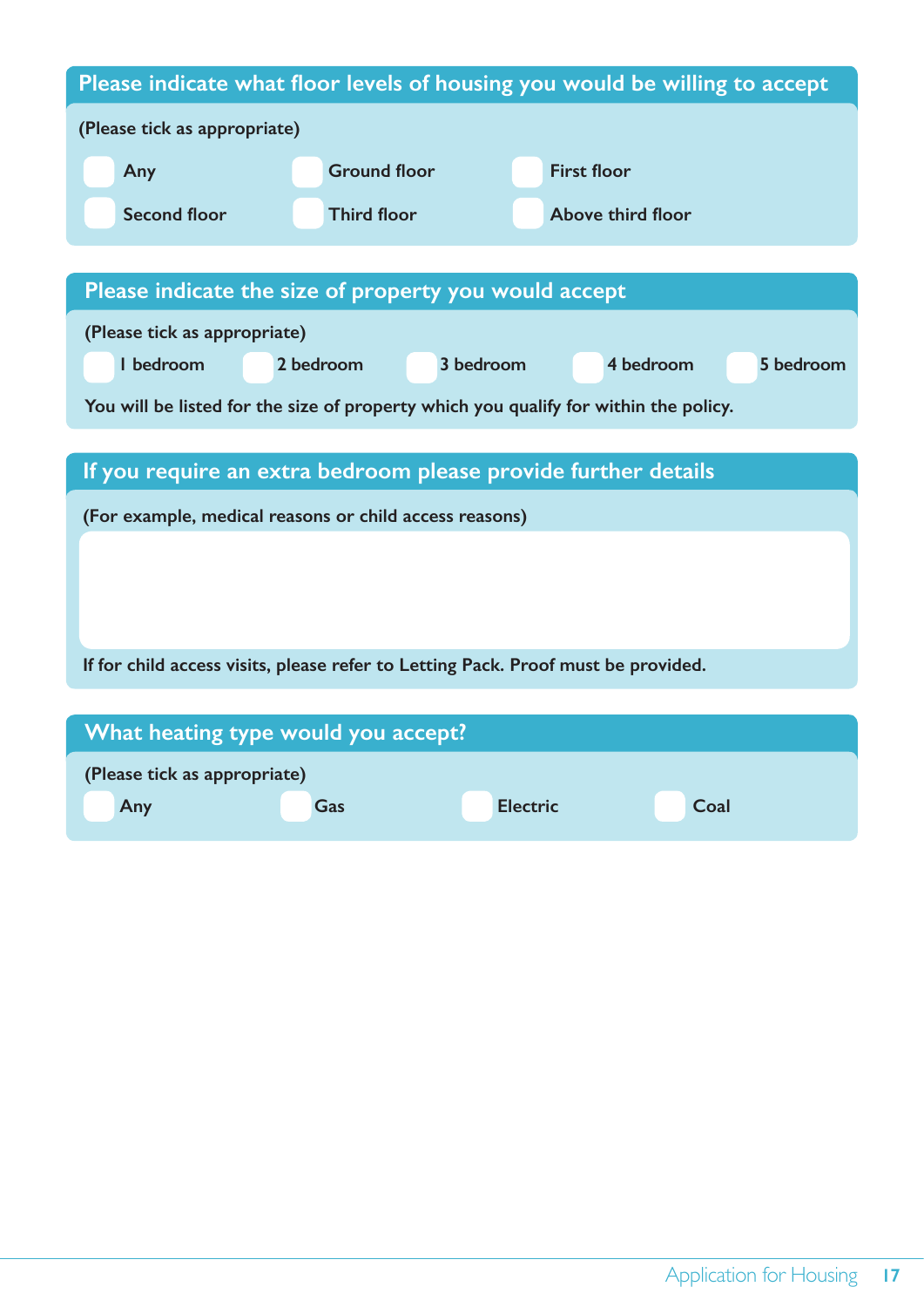## Please indicate what floor levels of housing you would be willing to accept

**(Please tick as appropriate)**

- ☐ Any
- ☐ Ground floor
- ☐ First floor
- ☐ Second floor
- ☐ Third floor
- ☐ Above third floor

## Please indicate the size of property you would accept

**(Please tick as appropriate)**

- ☐ 1 bedroom
- ☐ 2 bedroom
- ☐ 3 bedroom
- ☐ 4 bedroom
- ☐ 5 bedroom

**You will be listed for the size of property which you qualify for within the policy.**

## If you require an extra bedroom please provide further details

**(For example, medical reasons or child access reasons)**

**If for child access visits, please refer to Letting Pack. Proof must be provided.**

## What heating type would you accept?

**(Please tick as appropriate)**

- ☐ Any
- ☐ Gas
- ☐ Electric
- ☐ Coal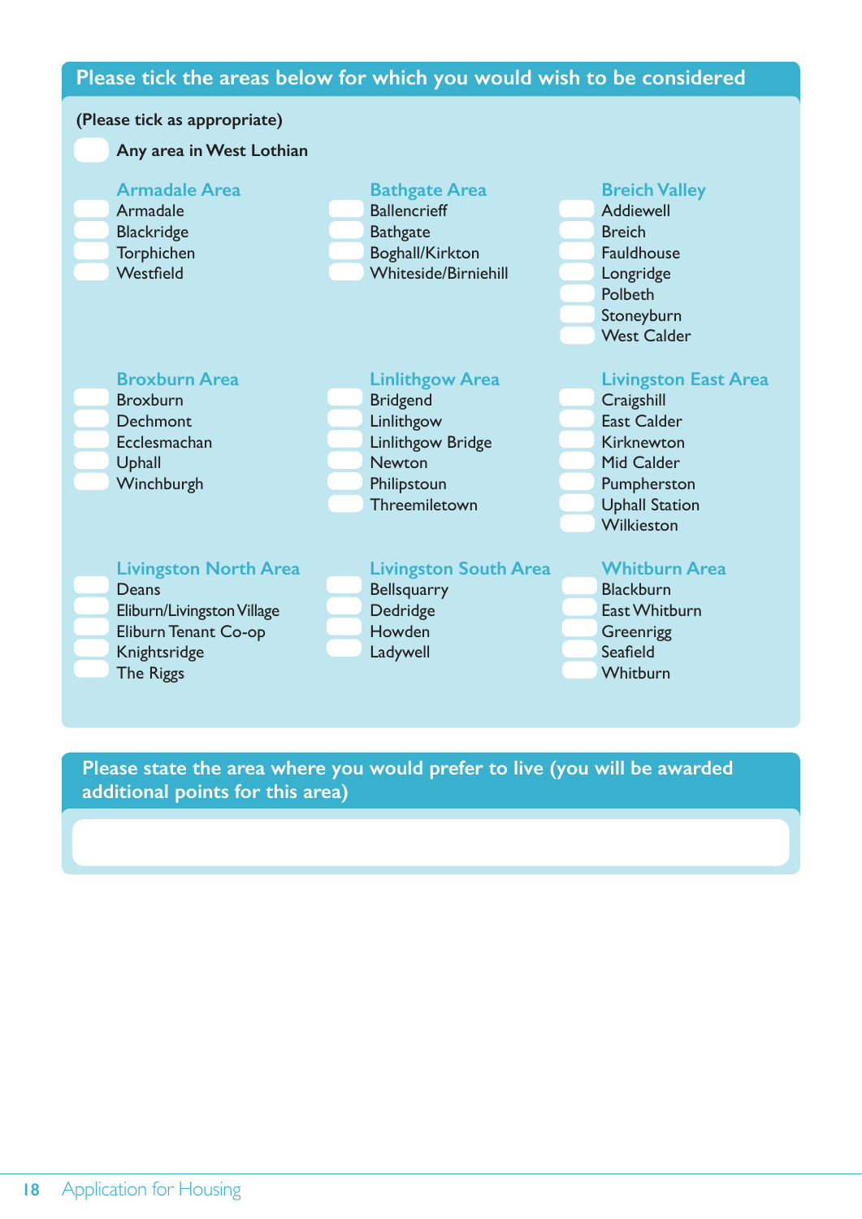## Please tick the areas below for which you would wish to be considered

**(Please tick as appropriate)**

- [ ] **Any area in West Lothian**

### Armadale Area

- [ ] Armadale
- [ ] Blackridge
- [ ] Torphichen
- [ ] Westfield

### Bathgate Area

- [ ] Ballencrieff
- [ ] Bathgate
- [ ] Boghall/Kirkton
- [ ] Whiteside/Birniehill

### Breich Valley

- [ ] Addiewell
- [ ] Breich
- [ ] Fauldhouse
- [ ] Longridge
- [ ] Polbeth
- [ ] Stoneyburn
- [ ] West Calder

### Broxburn Area

- [ ] Broxburn
- [ ] Dechmont
- [ ] Ecclesmachan
- [ ] Uphall
- [ ] Winchburgh

### Linlithgow Area

- [ ] Bridgend
- [ ] Linlithgow
- [ ] Linlithgow Bridge
- [ ] Newton
- [ ] Philipstoun
- [ ] Threemiletown

### Livingston East Area

- [ ] Craigshill
- [ ] East Calder
- [ ] Kirknewton
- [ ] Mid Calder
- [ ] Pumpherston
- [ ] Uphall Station
- [ ] Wilkieston

### Livingston North Area

- [ ] Deans
- [ ] Eliburn/Livingston Village
- [ ] Eliburn Tenant Co-op
- [ ] Knightsridge
- [ ] The Riggs

### Livingston South Area

- [ ] Bellsquarry
- [ ] Dedridge
- [ ] Howden
- [ ] Ladywell

### Whitburn Area

- [ ] Blackburn
- [ ] East Whitburn
- [ ] Greenrigg
- [ ] Seafield
- [ ] Whitburn

## Please state the area where you would prefer to live (you will be awarded additional points for this area)

______________________________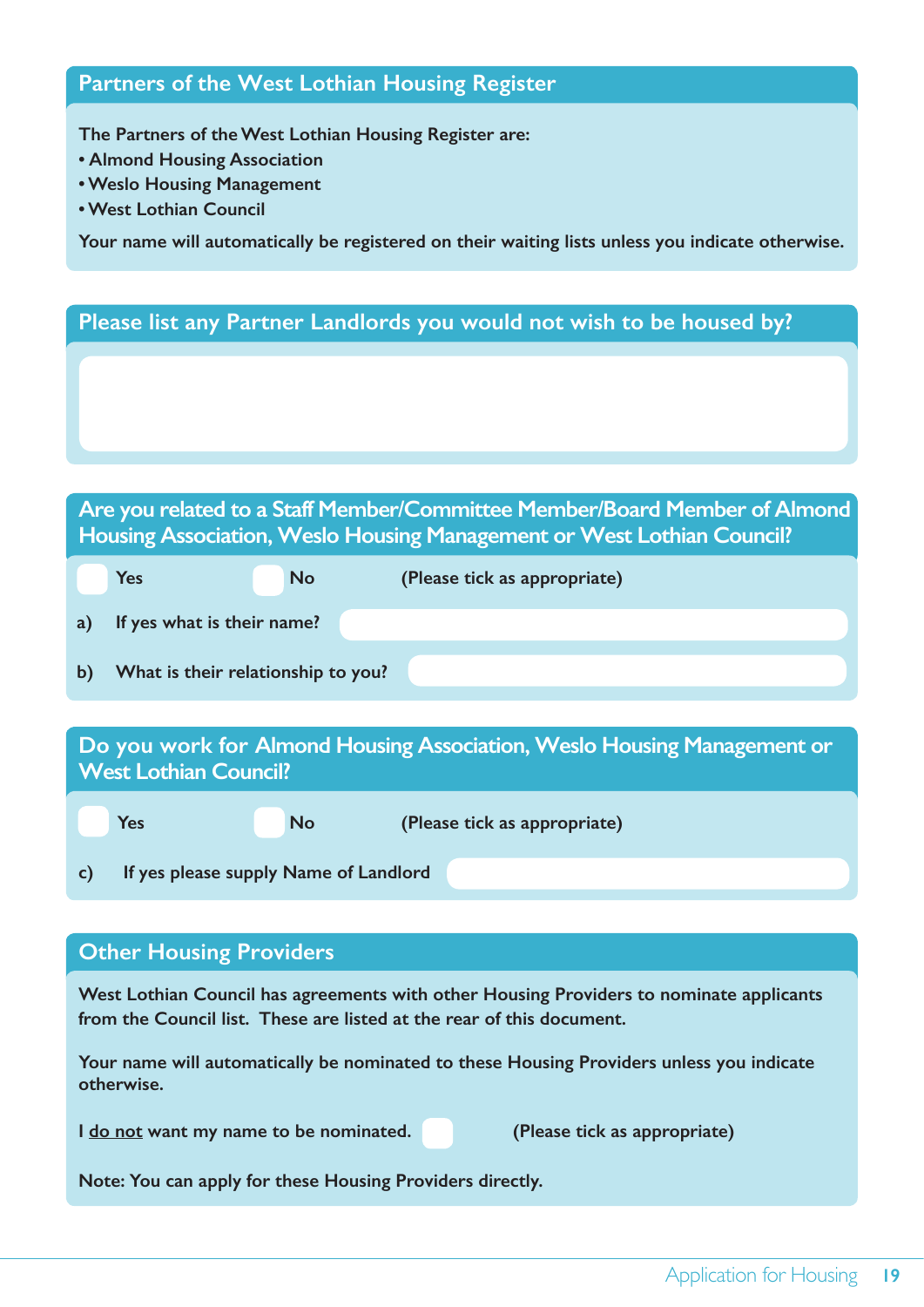## Partners of the West Lothian Housing Register

**The Partners of the West Lothian Housing Register are:**

- **Almond Housing Association**
- **Weslo Housing Management**
- **West Lothian Council**

**Your name will automatically be registered on their waiting lists unless you indicate otherwise.**

## Please list any Partner Landlords you would not wish to be housed by?

## Are you related to a Staff Member/Committee Member/Board Member of Almond Housing Association, Weslo Housing Management or West Lothian Council?

☐ **Yes** ☐ **No** **(Please tick as appropriate)**

**a) If yes what is their name?**

**b) What is their relationship to you?**

## Do you work for Almond Housing Association, Weslo Housing Management or West Lothian Council?

☐ **Yes** ☐ **No** **(Please tick as appropriate)**

**c) If yes please supply Name of Landlord**

## Other Housing Providers

**West Lothian Council has agreements with other Housing Providers to nominate applicants from the Council list. These are listed at the rear of this document.**

**Your name will automatically be nominated to these Housing Providers unless you indicate otherwise.**

**I do not want my name to be nominated.** ☐ **(Please tick as appropriate)**

**Note: You can apply for these Housing Providers directly.**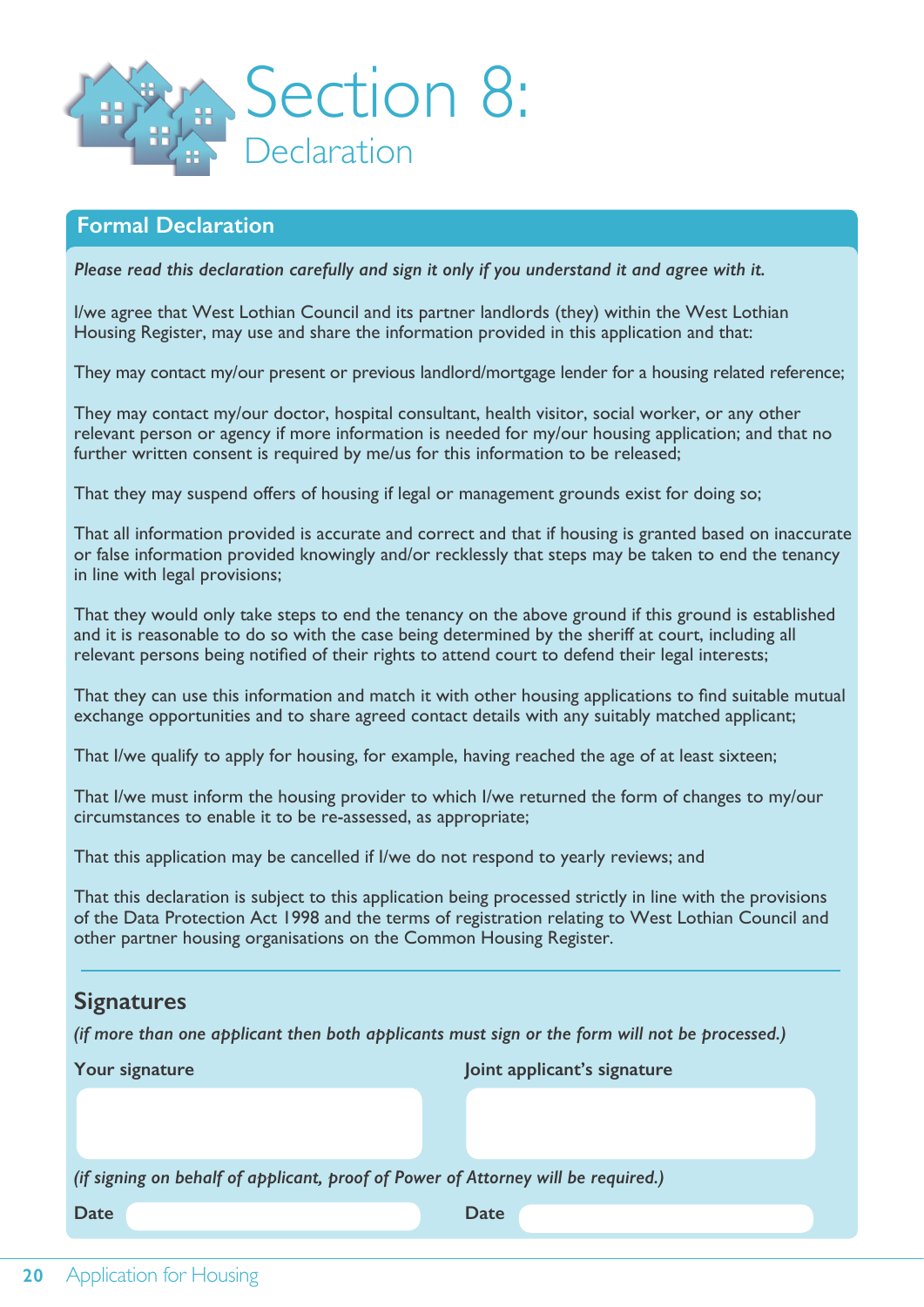# Section 8:

## Declaration

### Formal Declaration

***Please read this declaration carefully and sign it only if you understand it and agree with it.***

I/we agree that West Lothian Council and its partner landlords (they) within the West Lothian Housing Register, may use and share the information provided in this application and that:

They may contact my/our present or previous landlord/mortgage lender for a housing related reference;

They may contact my/our doctor, hospital consultant, health visitor, social worker, or any other relevant person or agency if more information is needed for my/our housing application; and that no further written consent is required by me/us for this information to be released;

That they may suspend offers of housing if legal or management grounds exist for doing so;

That all information provided is accurate and correct and that if housing is granted based on inaccurate or false information provided knowingly and/or recklessly that steps may be taken to end the tenancy in line with legal provisions;

That they would only take steps to end the tenancy on the above ground if this ground is established and it is reasonable to do so with the case being determined by the sheriff at court, including all relevant persons being notified of their rights to attend court to defend their legal interests;

That they can use this information and match it with other housing applications to find suitable mutual exchange opportunities and to share agreed contact details with any suitably matched applicant;

That I/we qualify to apply for housing, for example, having reached the age of at least sixteen;

That I/we must inform the housing provider to which I/we returned the form of changes to my/our circumstances to enable it to be re-assessed, as appropriate;

That this application may be cancelled if I/we do not respond to yearly reviews; and

That this declaration is subject to this application being processed strictly in line with the provisions of the Data Protection Act 1998 and the terms of registration relating to West Lothian Council and other partner housing organisations on the Common Housing Register.

### Signatures

*(if more than one applicant then both applicants must sign or the form will not be processed.)*

| **Your signature** | **Joint applicant's signature** |
|---|---|
| | |

*(if signing on behalf of applicant, proof of Power of Attorney will be required.)*

| **Date** | | **Date** | |
|---|---|---|---|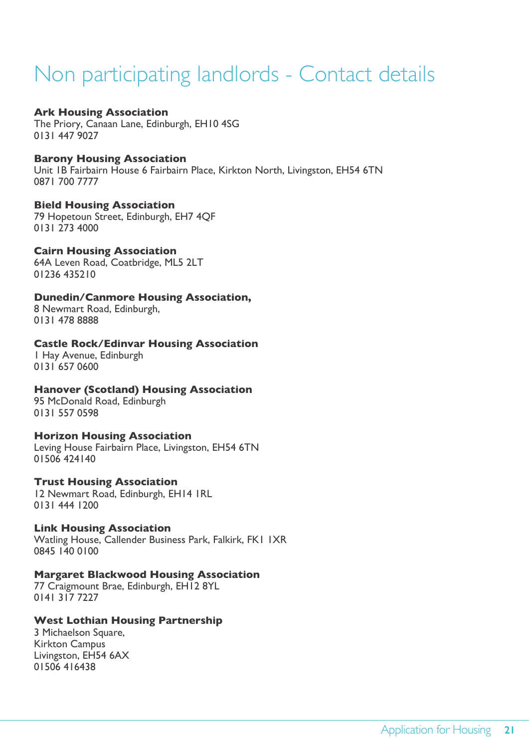# Non participating landlords - Contact details

**Ark Housing Association**
The Priory, Canaan Lane, Edinburgh, EH10 4SG
0131 447 9027

**Barony Housing Association**
Unit 1B Fairbairn House 6 Fairbairn Place, Kirkton North, Livingston, EH54 6TN
0871 700 7777

**Bield Housing Association**
79 Hopetoun Street, Edinburgh, EH7 4QF
0131 273 4000

**Cairn Housing Association**
64A Leven Road, Coatbridge, ML5 2LT
01236 435210

**Dunedin/Canmore Housing Association,**
8 Newmart Road, Edinburgh,
0131 478 8888

**Castle Rock/Edinvar Housing Association**
1 Hay Avenue, Edinburgh
0131 657 0600

**Hanover (Scotland) Housing Association**
95 McDonald Road, Edinburgh
0131 557 0598

**Horizon Housing Association**
Leving House Fairbairn Place, Livingston, EH54 6TN
01506 424140

**Trust Housing Association**
12 Newmart Road, Edinburgh, EH14 1RL
0131 444 1200

**Link Housing Association**
Watling House, Callender Business Park, Falkirk, FK1 1XR
0845 140 0100

**Margaret Blackwood Housing Association**
77 Craigmount Brae, Edinburgh, EH12 8YL
0141 317 7227

**West Lothian Housing Partnership**
3 Michaelson Square,
Kirkton Campus
Livingston, EH54 6AX
01506 416438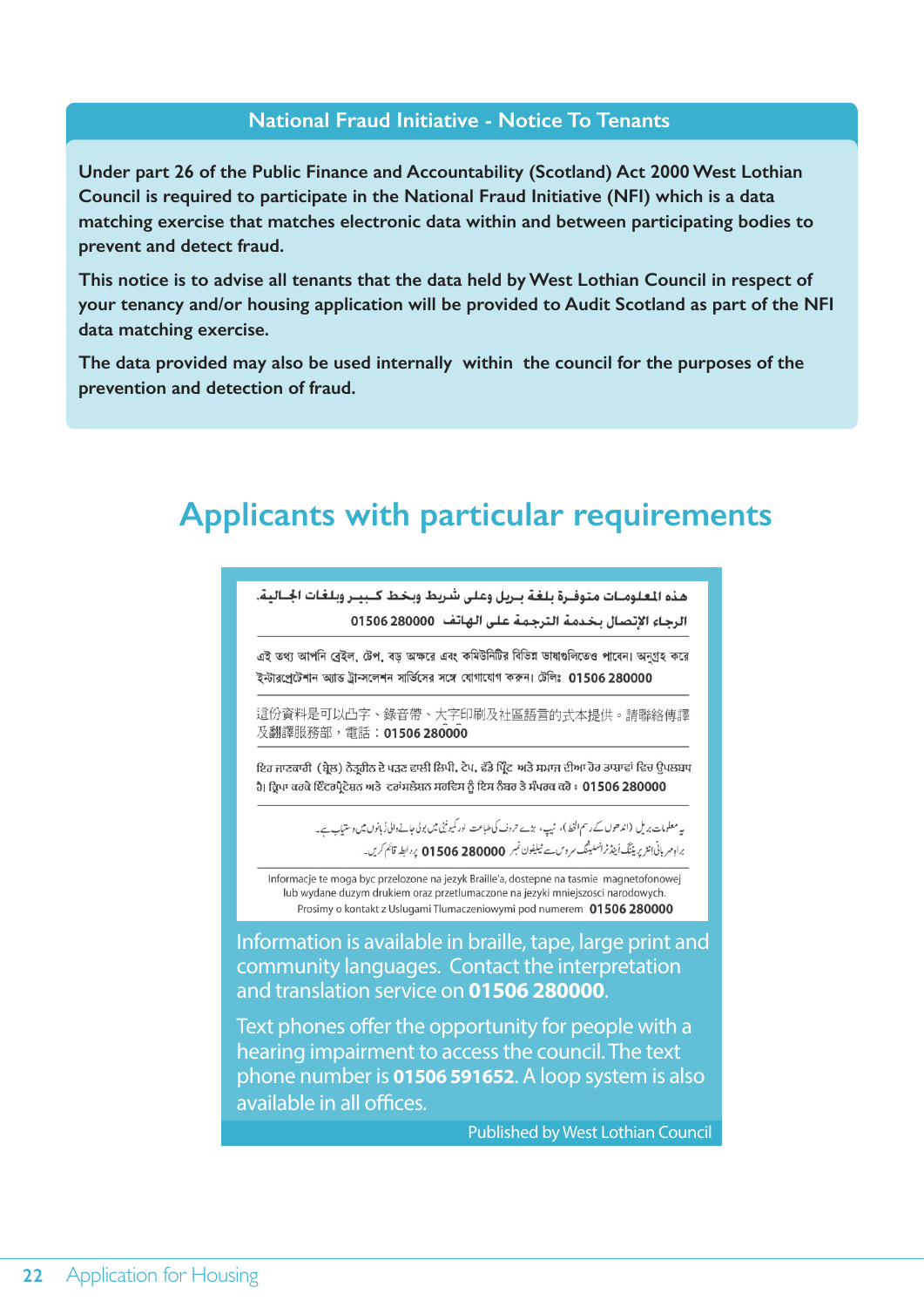## National Fraud Initiative - Notice To Tenants

**Under part 26 of the Public Finance and Accountability (Scotland) Act 2000 West Lothian Council is required to participate in the National Fraud Initiative (NFI) which is a data matching exercise that matches electronic data within and between participating bodies to prevent and detect fraud.**

**This notice is to advise all tenants that the data held by West Lothian Council in respect of your tenancy and/or housing application will be provided to Audit Scotland as part of the NFI data matching exercise.**

**The data provided may also be used internally within the council for the purposes of the prevention and detection of fraud.**

# Applicants with particular requirements

هذه المعلومات متوفرة بلغة بريل وعلى شريط وبخط كبير وبلغات الجالية.
الرجاء الإتصال بخدمة الترجمة على الهاتف **01506 280000**

এই তথ্য আপনি ব্রেইল, টেপ, বড় অক্ষরে এবং কমিউনিটির বিভিন্ন ভাষাগুলিতেও পাবেন। অনুগ্রহ করে ইন্টারপ্রেটেশন অ্যান্ড ট্রান্সলেশন সার্ভিসের সঙ্গে যোগাযোগ করুন। টেলিঃ **01506 280000**

這份資料是可以凸字、錄音帶、大字印刷及社區語言的式本提供。請聯絡傳譯及翻譯服務部，電話：**01506 280000**

ਇਹ ਜਾਣਕਾਰੀ (ਬ੍ਰੇਲ) ਨੇਤ੍ਰਹੀਨ ਦੇ ਪੜ੍ਹਣ ਵਾਲੀ ਲਿਪੀ, ਟੇਪ, ਵੱਡੇ ਪ੍ਰਿੰਟ ਅਤੇ ਸਮਾਜ ਦੀਆ ਹੋਰ ਭਾਸ਼ਾਵਾਂ ਵਿਚ ਉਪਲਬਧ ਹੈ। ਕ੍ਰਿਪਾ ਕਰਕੇ ਇੰਟਰਪ੍ਰੈਟੇਸ਼ਨ ਅਤੇ ਟ੍ਰਾਂਸਲੇਸ਼ਨ ਸਰਵਿਸ ਨੂੰ ਇਸ ਨੰਬਰ ਤੇ ਸੰਪਰਕ ਕਰੋ : **01506 280000**

یہ معلومات بریل (اندھوں کے رسم الخط)، ٹیپ، بڑے حروف کی طباعت اور کمیونٹی میں بولی جانے والی زبانوں میں دستیاب ہے۔
براہ مہربانی انٹرپریٹنگ اینڈ ٹرانسلیشن سروس سے ٹیلیفون نمبر **01506 280000** پر رابطہ قائم کریں۔

Informacje te moga byc przelozone na jezyk Braille'a, dostepne na tasmie magnetofonowej lub wydane duzym drukiem oraz przetlumaczone na jezyki mniejszosci narodowych. Prosimy o kontakt z Uslugami Tlumaczeniowymi pod numerem **01506 280000**

Information is available in braille, tape, large print and community languages. Contact the interpretation and translation service on **01506 280000**.

Text phones offer the opportunity for people with a hearing impairment to access the council. The text phone number is **01506 591652**. A loop system is also available in all offices.

Published by West Lothian Council